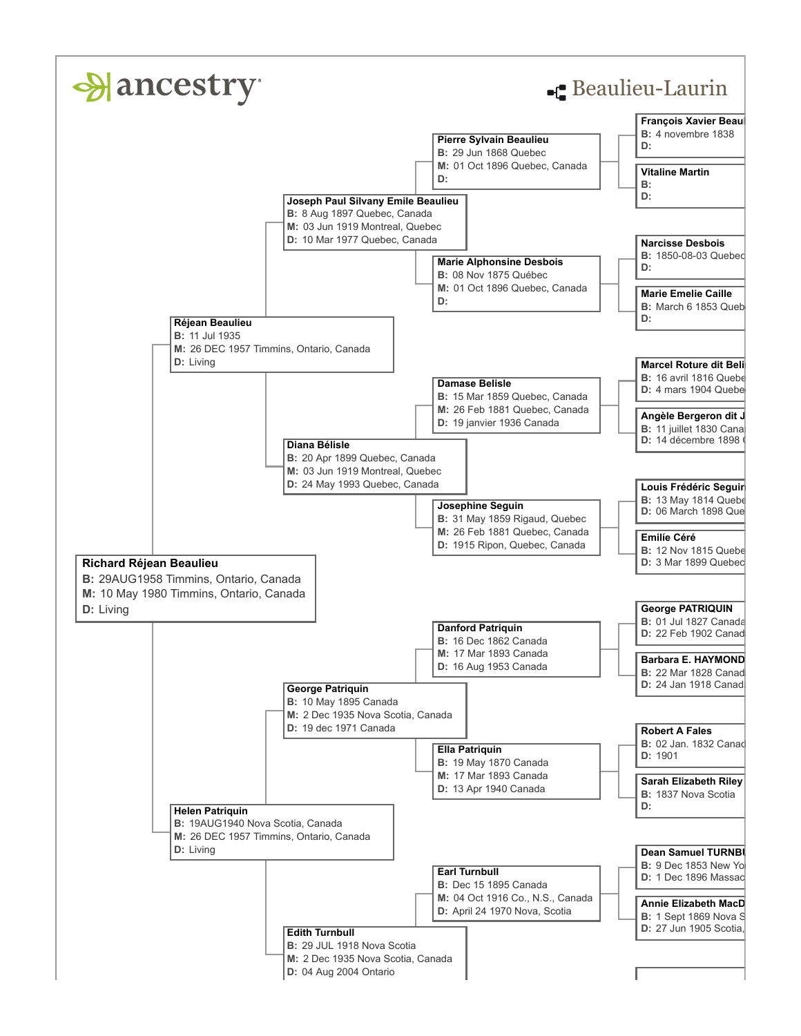ancestry

# Beaulieu-Laurin

**Richard Réjean Beaulieu**
**B:** 29AUG1958 Timmins, Ontario, Canada
**M:** 10 May 1980 Timmins, Ontario, Canada
**D:** Living

**Réjean Beaulieu**
**B:** 11 Jul 1935
**M:** 26 DEC 1957 Timmins, Ontario, Canada
**D:** Living

**Joseph Paul Silvany Emile Beaulieu**
**B:** 8 Aug 1897 Quebec, Canada
**M:** 03 Jun 1919 Montreal, Quebec
**D:** 10 Mar 1977 Quebec, Canada

**Pierre Sylvain Beaulieu**
**B:** 29 Jun 1868 Quebec
**M:** 01 Oct 1896 Quebec, Canada
**D:**

**François Xavier Beaul**
**B:** 4 novembre 1838
**D:**

**Vitaline Martin**
**B:**
**D:**

**Marie Alphonsine Desbois**
**B:** 08 Nov 1875 Québec
**M:** 01 Oct 1896 Quebec, Canada
**D:**

**Narcisse Desbois**
**B:** 1850-08-03 Quebec
**D:**

**Marie Emelie Caille**
**B:** March 6 1853 Queb
**D:**

**Diana Bélisle**
**B:** 20 Apr 1899 Quebec, Canada
**M:** 03 Jun 1919 Montreal, Quebec
**D:** 24 May 1993 Quebec, Canada

**Damase Belisle**
**B:** 15 Mar 1859 Quebec, Canada
**M:** 26 Feb 1881 Quebec, Canada
**D:** 19 janvier 1936 Canada

**Marcel Roture dit Beli**
**B:** 16 avril 1816 Quebe
**D:** 4 mars 1904 Quebe

**Angèle Bergeron dit J**
**B:** 11 juillet 1830 Cana
**D:** 14 décembre 1898 (

**Josephine Seguin**
**B:** 31 May 1859 Rigaud, Quebec
**M:** 26 Feb 1881 Quebec, Canada
**D:** 1915 Ripon, Quebec, Canada

**Louis Frédéric Seguir**
**B:** 13 May 1814 Quebe
**D:** 06 March 1898 Que

**Emilie Céré**
**B:** 12 Nov 1815 Quebe
**D:** 3 Mar 1899 Quebec

**Helen Patriquin**
**B:** 19AUG1940 Nova Scotia, Canada
**M:** 26 DEC 1957 Timmins, Ontario, Canada
**D:** Living

**George Patriquin**
**B:** 10 May 1895 Canada
**M:** 2 Dec 1935 Nova Scotia, Canada
**D:** 19 dec 1971 Canada

**Danford Patriquin**
**B:** 16 Dec 1862 Canada
**M:** 17 Mar 1893 Canada
**D:** 16 Aug 1953 Canada

**George PATRIQUIN**
**B:** 01 Jul 1827 Canada
**D:** 22 Feb 1902 Canad

**Barbara E. HAYMOND**
**B:** 22 Mar 1828 Canad
**D:** 24 Jan 1918 Canad

**Ella Patriquin**
**B:** 19 May 1870 Canada
**M:** 17 Mar 1893 Canada
**D:** 13 Apr 1940 Canada

**Robert A Fales**
**B:** 02 Jan. 1832 Canad
**D:** 1901

**Sarah Elizabeth Riley**
**B:** 1837 Nova Scotia
**D:**

**Edith Turnbull**
**B:** 29 JUL 1918 Nova Scotia
**M:** 2 Dec 1935 Nova Scotia, Canada
**D:** 04 Aug 2004 Ontario

**Earl Turnbull**
**B:** Dec 15 1895 Canada
**M:** 04 Oct 1916 Co., N.S., Canada
**D:** April 24 1970 Nova, Scotia

**Dean Samuel TURNBU**
**B:** 9 Dec 1853 New Yo
**D:** 1 Dec 1896 Massac

**Annie Elizabeth MacD**
**B:** 1 Sept 1869 Nova S
**D:** 27 Jun 1905 Scotia,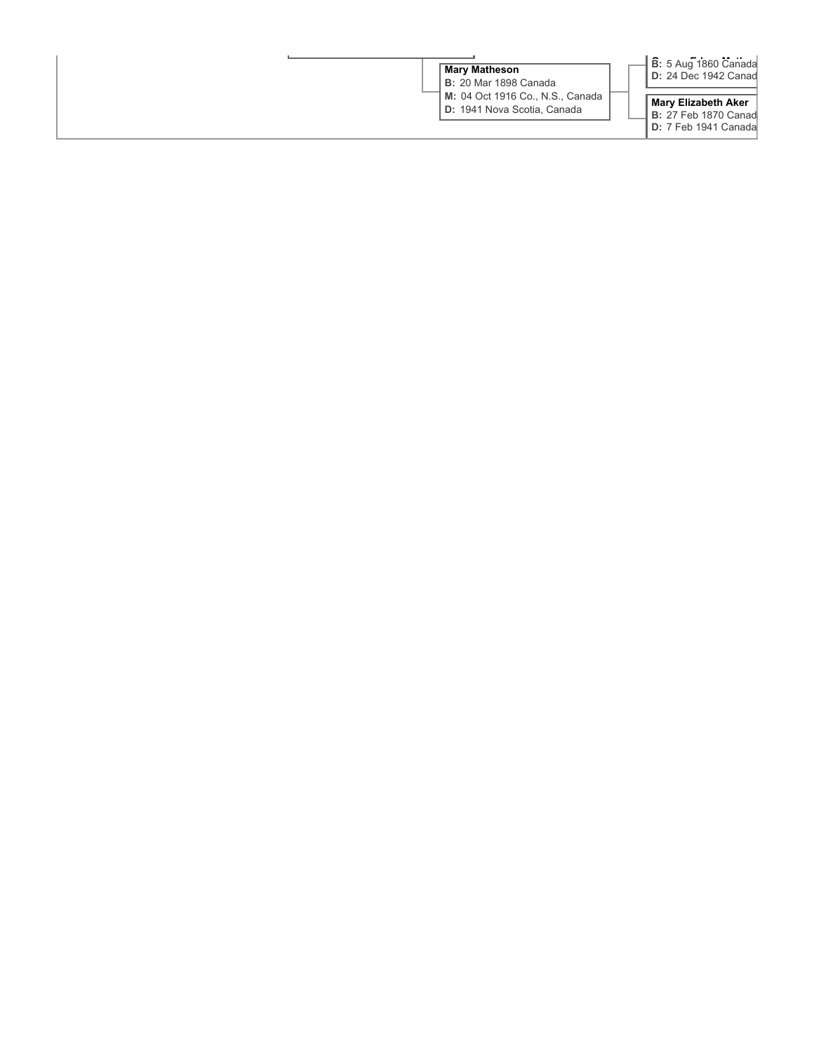**Mary Matheson**
**B:** 20 Mar 1898 Canada
**M:** 04 Oct 1916 Co., N.S., Canada
**D:** 1941 Nova Scotia, Canada

**B:** 5 Aug 1860 Canada
**D:** 24 Dec 1942 Canad

**Mary Elizabeth Aker**
**B:** 27 Feb 1870 Canad
**D:** 7 Feb 1941 Canada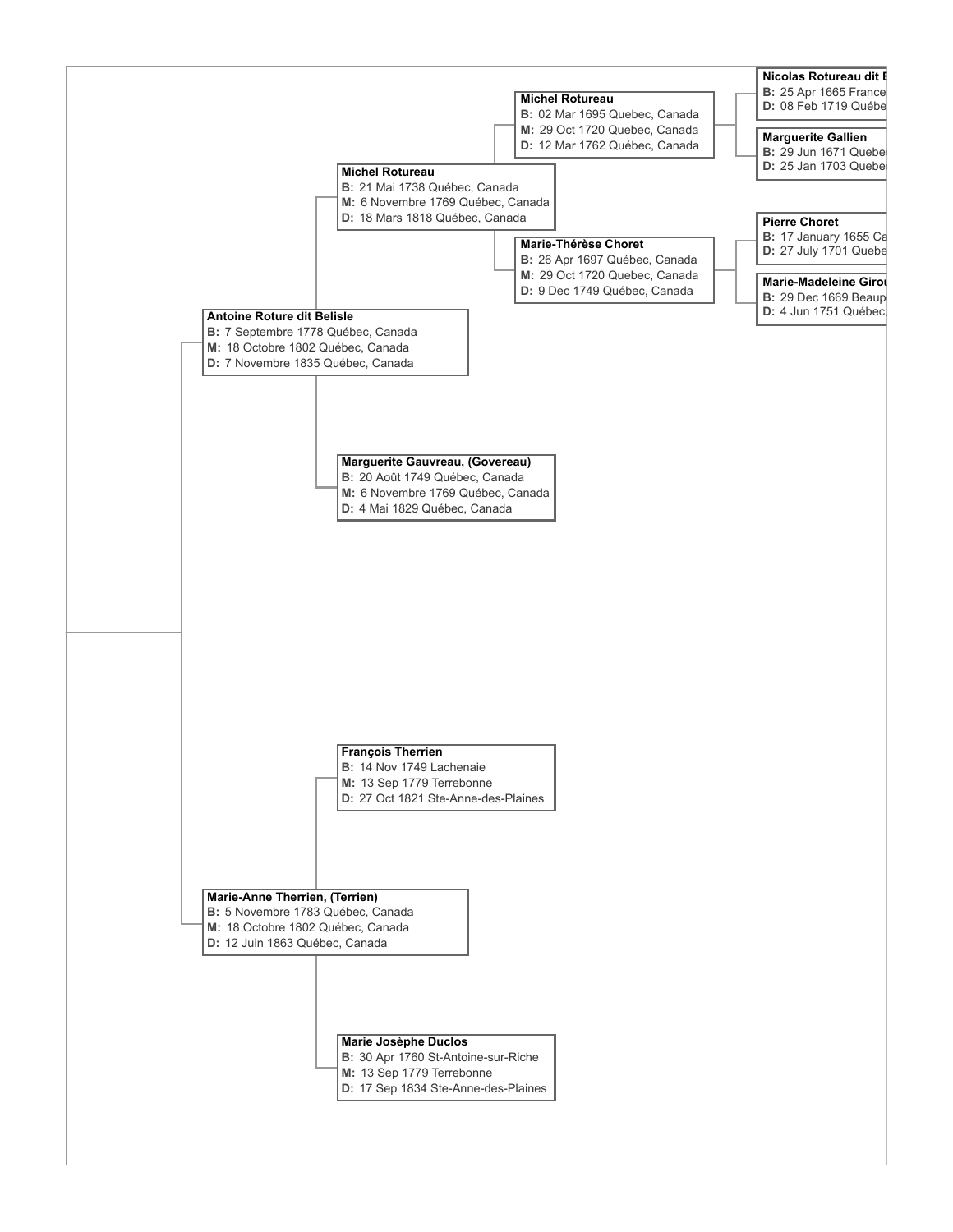**Nicolas Rotureau dit B**
**B:** 25 Apr 1665 France
**D:** 08 Feb 1719 Québe

**Michel Rotureau**
**B:** 02 Mar 1695 Quebec, Canada
**M:** 29 Oct 1720 Quebec, Canada
**D:** 12 Mar 1762 Québec, Canada

**Marguerite Gallien**
**B:** 29 Jun 1671 Quebe
**D:** 25 Jan 1703 Quebe

**Michel Rotureau**
**B:** 21 Mai 1738 Québec, Canada
**M:** 6 Novembre 1769 Québec, Canada
**D:** 18 Mars 1818 Québec, Canada

**Pierre Choret**
**B:** 17 January 1655 Ca
**D:** 27 July 1701 Quebe

**Marie-Thérèse Choret**
**B:** 26 Apr 1697 Québec, Canada
**M:** 29 Oct 1720 Quebec, Canada
**D:** 9 Dec 1749 Québec, Canada

**Marie-Madeleine Girou**
**B:** 29 Dec 1669 Beaup
**D:** 4 Jun 1751 Québec,

**Antoine Roture dit Belisle**
**B:** 7 Septembre 1778 Québec, Canada
**M:** 18 Octobre 1802 Québec, Canada
**D:** 7 Novembre 1835 Québec, Canada

**Marguerite Gauvreau, (Govereau)**
**B:** 20 Août 1749 Québec, Canada
**M:** 6 Novembre 1769 Québec, Canada
**D:** 4 Mai 1829 Québec, Canada

**François Therrien**
**B:** 14 Nov 1749 Lachenaie
**M:** 13 Sep 1779 Terrebonne
**D:** 27 Oct 1821 Ste-Anne-des-Plaines

**Marie-Anne Therrien, (Terrien)**
**B:** 5 Novembre 1783 Québec, Canada
**M:** 18 Octobre 1802 Québec, Canada
**D:** 12 Juin 1863 Québec, Canada

**Marie Josèphe Duclos**
**B:** 30 Apr 1760 St-Antoine-sur-Riche
**M:** 13 Sep 1779 Terrebonne
**D:** 17 Sep 1834 Ste-Anne-des-Plaines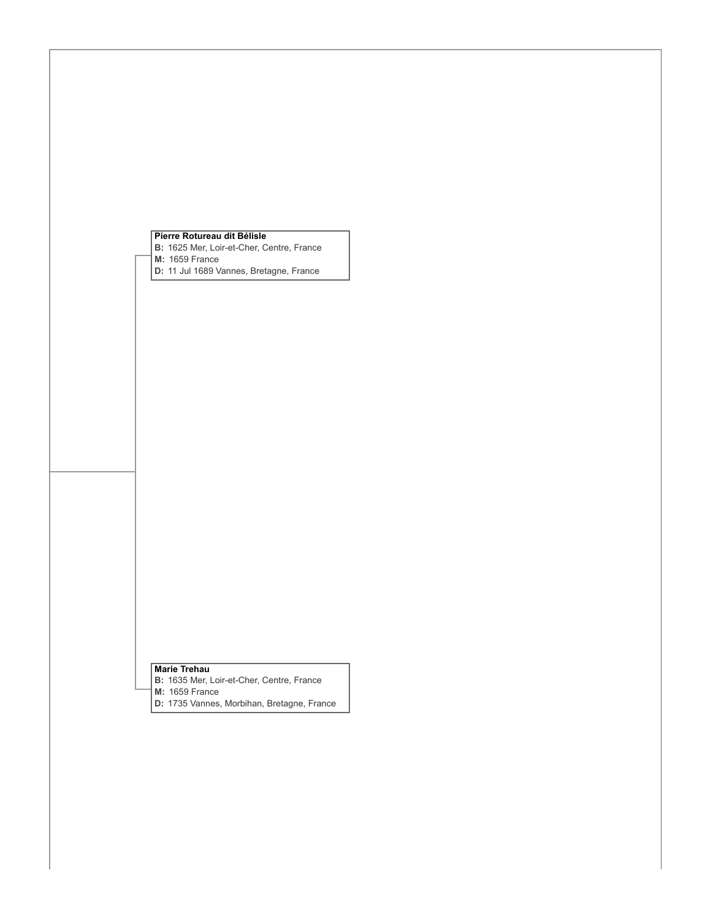**Pierre Rotureau dit Bélisle**
**B:** 1625 Mer, Loir-et-Cher, Centre, France
**M:** 1659 France
**D:** 11 Jul 1689 Vannes, Bretagne, France

**Marie Trehau**
**B:** 1635 Mer, Loir-et-Cher, Centre, France
**M:** 1659 France
**D:** 1735 Vannes, Morbihan, Bretagne, France